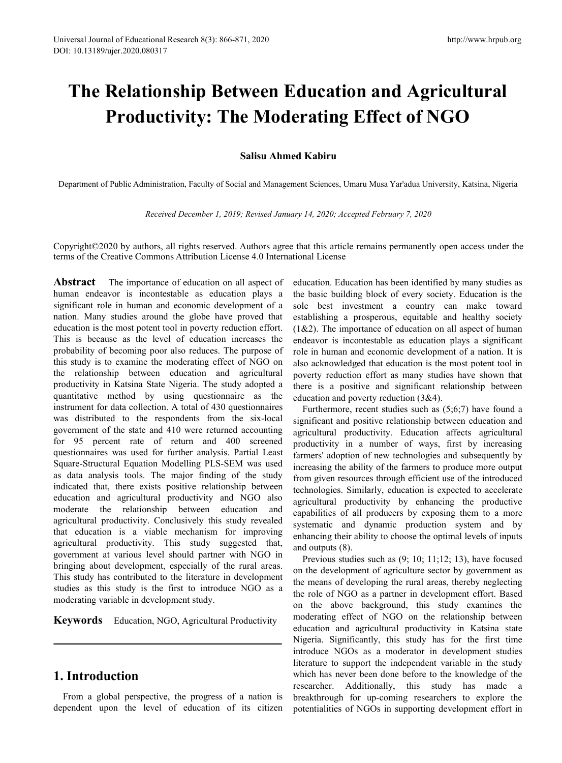# The Relationship Between Education and Agricultural Productivity: The Moderating Effect of NGO

**Salisu Ahmed Kabiru**

Department of Public Administration, Faculty of Social and Management Sciences, Umaru Musa Yar'adua University, Katsina, Nigeria

*Received December 1, 2019; Revised January 14, 2020; Accepted February 7, 2020*

Copyright©2020 by authors, all rights reserved. Authors agree that this article remains permanently open access under the terms of the Creative Commons Attribution License 4.0 International License

**Abstract** The importance of education on all aspect of human endeavor is incontestable as education plays a significant role in human and economic development of a nation. Many studies around the globe have proved that education is the most potent tool in poverty reduction effort. This is because as the level of education increases the probability of becoming poor also reduces. The purpose of this study is to examine the moderating effect of NGO on the relationship between education and agricultural productivity in Katsina State Nigeria. The study adopted a quantitative method by using questionnaire as the instrument for data collection. A total of 430 questionnaires was distributed to the respondents from the six-local government of the state and 410 were returned accounting for 95 percent rate of return and 400 screened questionnaires was used for further analysis. Partial Least Square-Structural Equation Modelling PLS-SEM was used as data analysis tools. The major finding of the study indicated that, there exists positive relationship between education and agricultural productivity and NGO also moderate the relationship between education and agricultural productivity. Conclusively this study revealed that education is a viable mechanism for improving agricultural productivity. This study suggested that, government at various level should partner with NGO in bringing about development, especially of the rural areas. This study has contributed to the literature in development studies as this study is the first to introduce NGO as a moderating variable in development study.

**Keywords** Education, NGO, Agricultural Productivity

## 1. Introduction

From a global perspective, the progress of a nation is dependent upon the level of education of its citizen education. Education has been identified by many studies as the basic building block of every society. Education is the sole best investment a country can make toward establishing a prosperous, equitable and healthy society (1&2). The importance of education on all aspect of human endeavor is incontestable as education plays a significant role in human and economic development of a nation. It is also acknowledged that education is the most potent tool in poverty reduction effort as many studies have shown that there is a positive and significant relationship between education and poverty reduction (3&4).

Furthermore, recent studies such as (5;6;7) have found a significant and positive relationship between education and agricultural productivity. Education affects agricultural productivity in a number of ways, first by increasing farmers' adoption of new technologies and subsequently by increasing the ability of the farmers to produce more output from given resources through efficient use of the introduced technologies. Similarly, education is expected to accelerate agricultural productivity by enhancing the productive capabilities of all producers by exposing them to a more systematic and dynamic production system and by enhancing their ability to choose the optimal levels of inputs and outputs (8).

Previous studies such as (9; 10; 11;12; 13), have focused on the development of agriculture sector by government as the means of developing the rural areas, thereby neglecting the role of NGO as a partner in development effort. Based on the above background, this study examines the moderating effect of NGO on the relationship between education and agricultural productivity in Katsina state Nigeria. Significantly, this study has for the first time introduce NGOs as a moderator in development studies literature to support the independent variable in the study which has never been done before to the knowledge of the researcher. Additionally, this study has made a breakthrough for up-coming researchers to explore the potentialities of NGOs in supporting development effort in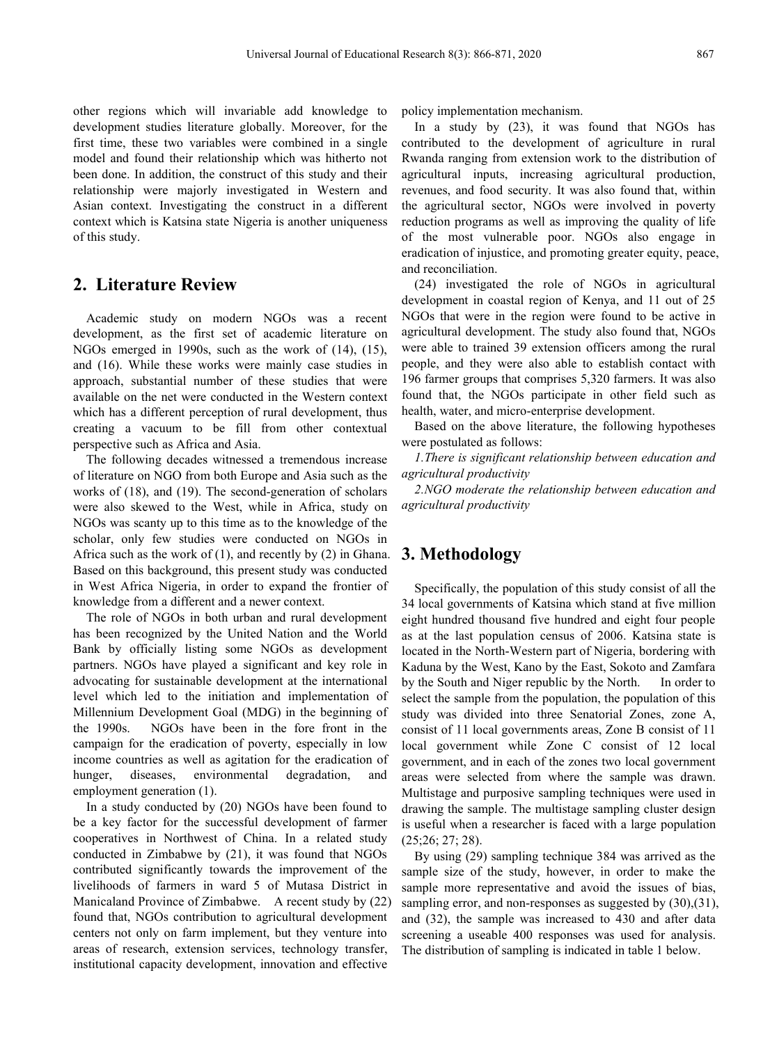other regions which will invariable add knowledge to development studies literature globally. Moreover, for the first time, these two variables were combined in a single model and found their relationship which was hitherto not been done. In addition, the construct of this study and their relationship were majorly investigated in Western and Asian context. Investigating the construct in a different context which is Katsina state Nigeria is another uniqueness of this study.

## 2. Literature Review

Academic study on modern NGOs was a recent development, as the first set of academic literature on NGOs emerged in 1990s, such as the work of (14), (15), and (16). While these works were mainly case studies in approach, substantial number of these studies that were available on the net were conducted in the Western context which has a different perception of rural development, thus creating a vacuum to be fill from other contextual perspective such as Africa and Asia.

The following decades witnessed a tremendous increase of literature on NGO from both Europe and Asia such as the works of (18), and (19). The second-generation of scholars were also skewed to the West, while in Africa, study on NGOs was scanty up to this time as to the knowledge of the scholar, only few studies were conducted on NGOs in Africa such as the work of (1), and recently by (2) in Ghana. Based on this background, this present study was conducted in West Africa Nigeria, in order to expand the frontier of knowledge from a different and a newer context.

The role of NGOs in both urban and rural development has been recognized by the United Nation and the World Bank by officially listing some NGOs as development partners. NGOs have played a significant and key role in advocating for sustainable development at the international level which led to the initiation and implementation of Millennium Development Goal (MDG) in the beginning of the 1990s. NGOs have been in the fore front in the campaign for the eradication of poverty, especially in low income countries as well as agitation for the eradication of hunger, diseases, environmental degradation, and employment generation (1).

In a study conducted by (20) NGOs have been found to be a key factor for the successful development of farmer cooperatives in Northwest of China. In a related study conducted in Zimbabwe by (21), it was found that NGOs contributed significantly towards the improvement of the livelihoods of farmers in ward 5 of Mutasa District in Manicaland Province of Zimbabwe. A recent study by (22) found that, NGOs contribution to agricultural development centers not only on farm implement, but they venture into areas of research, extension services, technology transfer, institutional capacity development, innovation and effective policy implementation mechanism.

In a study by (23), it was found that NGOs has contributed to the development of agriculture in rural Rwanda ranging from extension work to the distribution of agricultural inputs, increasing agricultural production, revenues, and food security. It was also found that, within the agricultural sector, NGOs were involved in poverty reduction programs as well as improving the quality of life of the most vulnerable poor. NGOs also engage in eradication of injustice, and promoting greater equity, peace, and reconciliation.

(24) investigated the role of NGOs in agricultural development in coastal region of Kenya, and 11 out of 25 NGOs that were in the region were found to be active in agricultural development. The study also found that, NGOs were able to trained 39 extension officers among the rural people, and they were also able to establish contact with 196 farmer groups that comprises 5,320 farmers. It was also found that, the NGOs participate in other field such as health, water, and micro-enterprise development.

Based on the above literature, the following hypotheses were postulated as follows:

*1.There is significant relationship between education and agricultural productivity*

*2.NGO moderate the relationship between education and agricultural productivity*

## 3. Methodology

Specifically, the population of this study consist of all the 34 local governments of Katsina which stand at five million eight hundred thousand five hundred and eight four people as at the last population census of 2006. Katsina state is located in the North-Western part of Nigeria, bordering with Kaduna by the West, Kano by the East, Sokoto and Zamfara by the South and Niger republic by the North. In order to select the sample from the population, the population of this study was divided into three Senatorial Zones, zone A, consist of 11 local governments areas, Zone B consist of 11 local government while Zone C consist of 12 local government, and in each of the zones two local government areas were selected from where the sample was drawn. Multistage and purposive sampling techniques were used in drawing the sample. The multistage sampling cluster design is useful when a researcher is faced with a large population (25;26; 27; 28).

By using (29) sampling technique 384 was arrived as the sample size of the study, however, in order to make the sample more representative and avoid the issues of bias, sampling error, and non-responses as suggested by (30),(31), and (32), the sample was increased to 430 and after data screening a useable 400 responses was used for analysis. The distribution of sampling is indicated in table 1 below.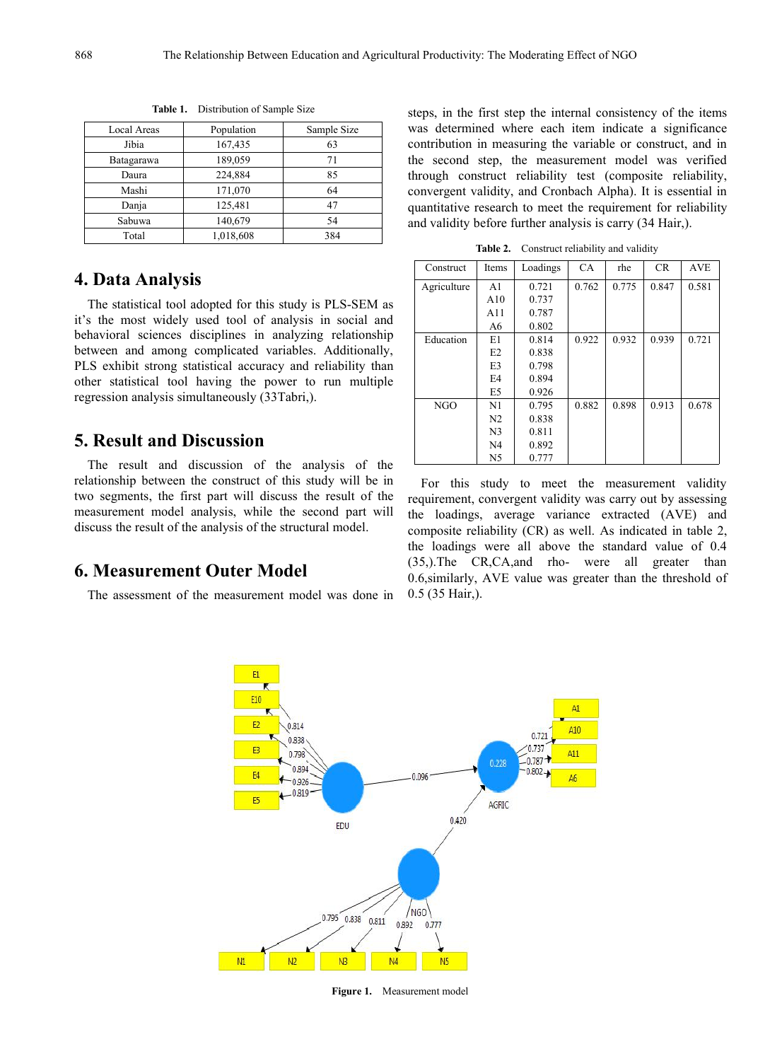**Table 1.** Distribution of Sample Size

| Local Areas | Population | Sample Size |
|---|---|---|
| Jibia | 167,435 | 63 |
| Batagarawa | 189,059 | 71 |
| Daura | 224,884 | 85 |
| Mashi | 171,070 | 64 |
| Danja | 125,481 | 47 |
| Sabuwa | 140,679 | 54 |
| Total | 1,018,608 | 384 |

## 4. Data Analysis

The statistical tool adopted for this study is PLS-SEM as it's the most widely used tool of analysis in social and behavioral sciences disciplines in analyzing relationship between and among complicated variables. Additionally, PLS exhibit strong statistical accuracy and reliability than other statistical tool having the power to run multiple regression analysis simultaneously (33Tabri,).

## 5. Result and Discussion

The result and discussion of the analysis of the relationship between the construct of this study will be in two segments, the first part will discuss the result of the measurement model analysis, while the second part will discuss the result of the analysis of the structural model.

## 6. Measurement Outer Model

The assessment of the measurement model was done in steps, in the first step the internal consistency of the items was determined where each item indicate a significance contribution in measuring the variable or construct, and in the second step, the measurement model was verified through construct reliability test (composite reliability, convergent validity, and Cronbach Alpha). It is essential in quantitative research to meet the requirement for reliability and validity before further analysis is carry (34 Hair,).

**Table 2.** Construct reliability and validity

| Construct | Items | Loadings | CA | rhe | CR | AVE |
|---|---|---|---|---|---|---|
| Agriculture | A1 | 0.721 | 0.762 | 0.775 | 0.847 | 0.581 |
| | A10 | 0.737 | | | | |
| | A11 | 0.787 | | | | |
| | A6 | 0.802 | | | | |
| Education | E1 | 0.814 | 0.922 | 0.932 | 0.939 | 0.721 |
| | E2 | 0.838 | | | | |
| | E3 | 0.798 | | | | |
| | E4 | 0.894 | | | | |
| | E5 | 0.926 | | | | |
| NGO | N1 | 0.795 | 0.882 | 0.898 | 0.913 | 0.678 |
| | N2 | 0.838 | | | | |
| | N3 | 0.811 | | | | |
| | N4 | 0.892 | | | | |
| | N5 | 0.777 | | | | |

For this study to meet the measurement validity requirement, convergent validity was carry out by assessing the loadings, average variance extracted (AVE) and composite reliability (CR) as well. As indicated in table 2, the loadings were all above the standard value of 0.4 (35,).The CR,CA,and rho- were all greater than 0.6,similarly, AVE value was greater than the threshold of 0.5 (35 Hair,).

**Figure 1.** Measurement model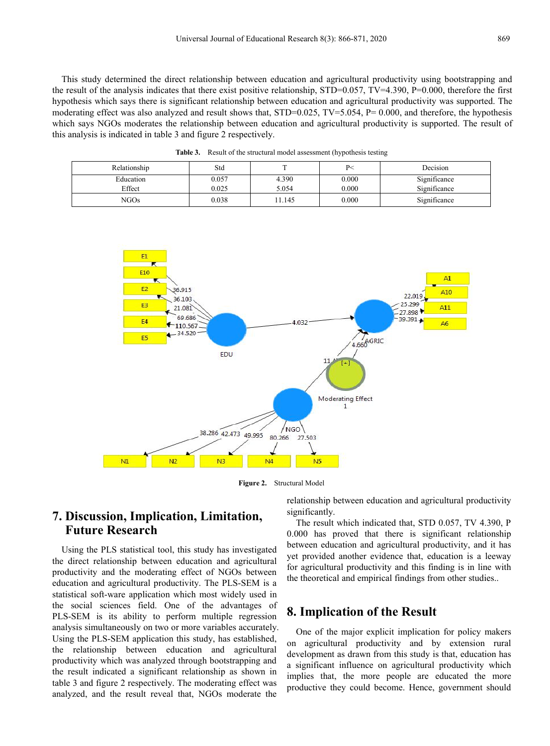This study determined the direct relationship between education and agricultural productivity using bootstrapping and the result of the analysis indicates that there exist positive relationship, STD=0.057, TV=4.390, P=0.000, therefore the first hypothesis which says there is significant relationship between education and agricultural productivity was supported. The moderating effect was also analyzed and result shows that, STD=0.025, TV=5.054, P= 0.000, and therefore, the hypothesis which says NGOs moderates the relationship between education and agricultural productivity is supported. The result of this analysis is indicated in table 3 and figure 2 respectively.

**Table 3.** Result of the structural model assessment (hypothesis testing

| Relationship | Std | T | P< | Decision |
|---|---|---|---|---|
| Education<br>Effect | 0.057<br>0.025 | 4.390<br>5.054 | 0.000<br>0.000 | Significance<br>Significance |
| NGOs | 0.038 | 11.145 | 0.000 | Significance |

**Figure 2.** Structural Model

## 7. Discussion, Implication, Limitation, Future Research

Using the PLS statistical tool, this study has investigated the direct relationship between education and agricultural productivity and the moderating effect of NGOs between education and agricultural productivity. The PLS-SEM is a statistical soft-ware application which most widely used in the social sciences field. One of the advantages of PLS-SEM is its ability to perform multiple regression analysis simultaneously on two or more variables accurately. Using the PLS-SEM application this study, has established, the relationship between education and agricultural productivity which was analyzed through bootstrapping and the result indicated a significant relationship as shown in table 3 and figure 2 respectively. The moderating effect was analyzed, and the result reveal that, NGOs moderate the relationship between education and agricultural productivity significantly.

The result which indicated that, STD 0.057, TV 4.390, P 0.000 has proved that there is significant relationship between education and agricultural productivity, and it has yet provided another evidence that, education is a leeway for agricultural productivity and this finding is in line with the theoretical and empirical findings from other studies..

## 8. Implication of the Result

One of the major explicit implication for policy makers on agricultural productivity and by extension rural development as drawn from this study is that, education has a significant influence on agricultural productivity which implies that, the more people are educated the more productive they could become. Hence, government should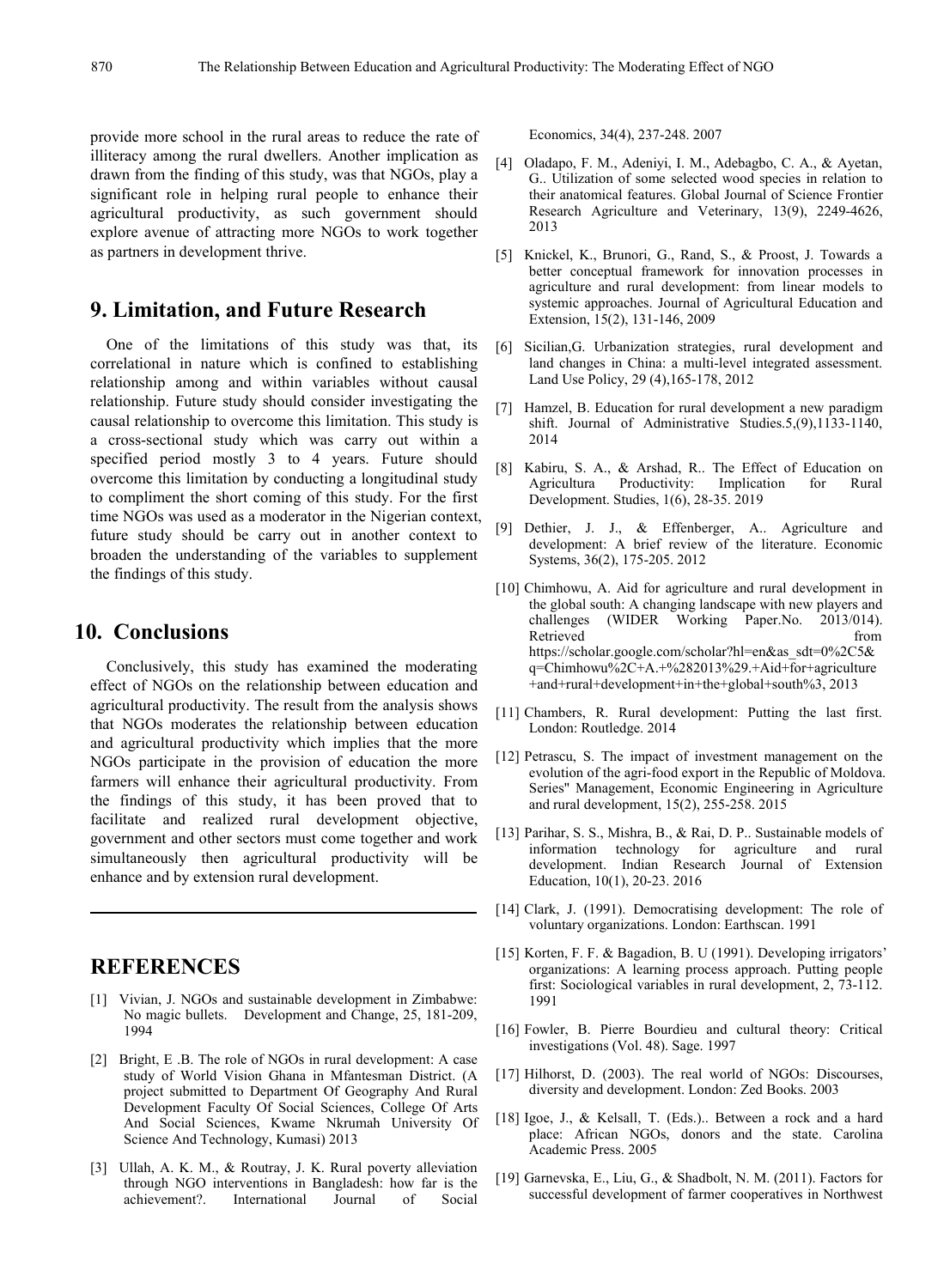provide more school in the rural areas to reduce the rate of illiteracy among the rural dwellers. Another implication as drawn from the finding of this study, was that NGOs, play a significant role in helping rural people to enhance their agricultural productivity, as such government should explore avenue of attracting more NGOs to work together as partners in development thrive.

## 9. Limitation, and Future Research

One of the limitations of this study was that, its correlational in nature which is confined to establishing relationship among and within variables without causal relationship. Future study should consider investigating the causal relationship to overcome this limitation. This study is a cross-sectional study which was carry out within a specified period mostly 3 to 4 years. Future should overcome this limitation by conducting a longitudinal study to compliment the short coming of this study. For the first time NGOs was used as a moderator in the Nigerian context, future study should be carry out in another context to broaden the understanding of the variables to supplement the findings of this study.

## 10. Conclusions

Conclusively, this study has examined the moderating effect of NGOs on the relationship between education and agricultural productivity. The result from the analysis shows that NGOs moderates the relationship between education and agricultural productivity which implies that the more NGOs participate in the provision of education the more farmers will enhance their agricultural productivity. From the findings of this study, it has been proved that to facilitate and realized rural development objective, government and other sectors must come together and work simultaneously then agricultural productivity will be enhance and by extension rural development.

---

## REFERENCES

[1] Vivian, J. NGOs and sustainable development in Zimbabwe: No magic bullets. Development and Change, 25, 181-209, 1994

[2] Bright, E .B. The role of NGOs in rural development: A case study of World Vision Ghana in Mfantesman District. (A project submitted to Department Of Geography And Rural Development Faculty Of Social Sciences, College Of Arts And Social Sciences, Kwame Nkrumah University Of Science And Technology, Kumasi) 2013

[3] Ullah, A. K. M., & Routray, J. K. Rural poverty alleviation through NGO interventions in Bangladesh: how far is the achievement?. International Journal of Social Economics, 34(4), 237-248. 2007

[4] Oladapo, F. M., Adeniyi, I. M., Adebagbo, C. A., & Ayetan, G.. Utilization of some selected wood species in relation to their anatomical features. Global Journal of Science Frontier Research Agriculture and Veterinary, 13(9), 2249-4626, 2013

[5] Knickel, K., Brunori, G., Rand, S., & Proost, J. Towards a better conceptual framework for innovation processes in agriculture and rural development: from linear models to systemic approaches. Journal of Agricultural Education and Extension, 15(2), 131-146, 2009

[6] Sicilian,G. Urbanization strategies, rural development and land changes in China: a multi-level integrated assessment. Land Use Policy, 29 (4),165-178, 2012

[7] Hamzel, B. Education for rural development a new paradigm shift. Journal of Administrative Studies.5,(9),1133-1140, 2014

[8] Kabiru, S. A., & Arshad, R.. The Effect of Education on Agricultura Productivity: Implication for Rural Development. Studies, 1(6), 28-35. 2019

[9] Dethier, J. J., & Effenberger, A.. Agriculture and development: A brief review of the literature. Economic Systems, 36(2), 175-205. 2012

[10] Chimhowu, A. Aid for agriculture and rural development in the global south: A changing landscape with new players and challenges (WIDER Working Paper.No. 2013/014). Retrieved from https://scholar.google.com/scholar?hl=en&as_sdt=0%2C5&q=Chimhowu%2C+A.+%282013%29.+Aid+for+agriculture+and+rural+development+in+the+global+south%3, 2013

[11] Chambers, R. Rural development: Putting the last first. London: Routledge. 2014

[12] Petrascu, S. The impact of investment management on the evolution of the agri-food export in the Republic of Moldova. Series" Management, Economic Engineering in Agriculture and rural development, 15(2), 255-258. 2015

[13] Parihar, S. S., Mishra, B., & Rai, D. P.. Sustainable models of information technology for agriculture and rural development. Indian Research Journal of Extension Education, 10(1), 20-23. 2016

[14] Clark, J. (1991). Democratising development: The role of voluntary organizations. London: Earthscan. 1991

[15] Korten, F. F. & Bagadion, B. U (1991). Developing irrigators' organizations: A learning process approach. Putting people first: Sociological variables in rural development, 2, 73-112. 1991

[16] Fowler, B. Pierre Bourdieu and cultural theory: Critical investigations (Vol. 48). Sage. 1997

[17] Hilhorst, D. (2003). The real world of NGOs: Discourses, diversity and development. London: Zed Books. 2003

[18] Igoe, J., & Kelsall, T. (Eds.).. Between a rock and a hard place: African NGOs, donors and the state. Carolina Academic Press. 2005

[19] Garnevska, E., Liu, G., & Shadbolt, N. M. (2011). Factors for successful development of farmer cooperatives in Northwest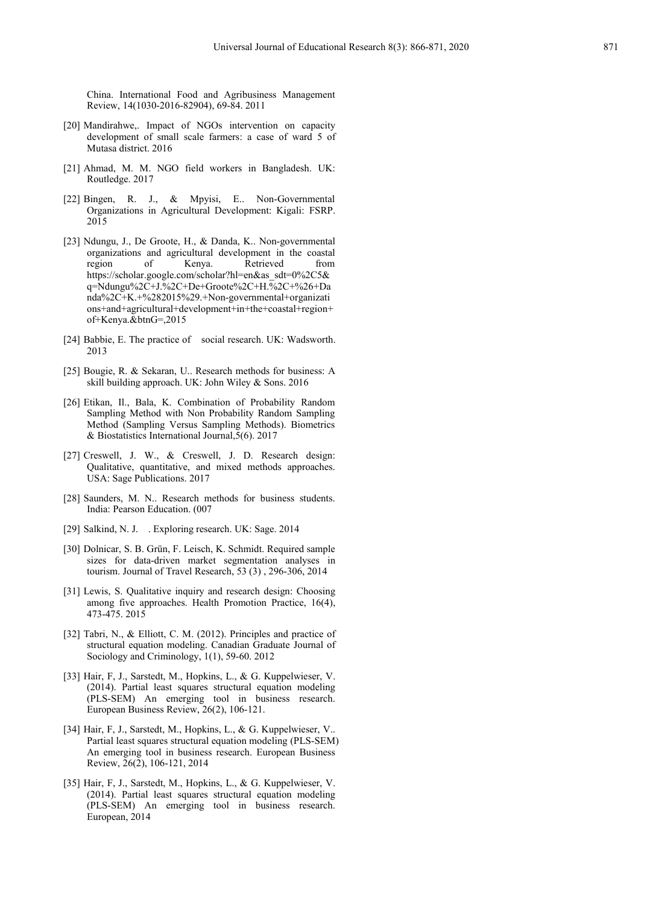China. International Food and Agribusiness Management Review, 14(1030-2016-82904), 69-84. 2011

[20] Mandirahwe,. Impact of NGOs intervention on capacity development of small scale farmers: a case of ward 5 of Mutasa district. 2016

[21] Ahmad, M. M. NGO field workers in Bangladesh. UK: Routledge. 2017

[22] Bingen, R. J., & Mpyisi, E.. Non-Governmental Organizations in Agricultural Development: Kigali: FSRP. 2015

[23] Ndungu, J., De Groote, H., & Danda, K.. Non-governmental organizations and agricultural development in the coastal region of Kenya. Retrieved from https://scholar.google.com/scholar?hl=en&as_sdt=0%2C5&q=Ndungu%2C+J.%2C+De+Groote%2C+H.%2C+%26+Danda%2C+K.+%282015%29.+Non-governmental+organizations+and+agricultural+development+in+the+coastal+region+of+Kenya.&btnG=,2015

[24] Babbie, E. The practice of social research. UK: Wadsworth. 2013

[25] Bougie, R. & Sekaran, U.. Research methods for business: A skill building approach. UK: John Wiley & Sons. 2016

[26] Etikan, Il., Bala, K. Combination of Probability Random Sampling Method with Non Probability Random Sampling Method (Sampling Versus Sampling Methods). Biometrics & Biostatistics International Journal,5(6). 2017

[27] Creswell, J. W., & Creswell, J. D. Research design: Qualitative, quantitative, and mixed methods approaches. USA: Sage Publications. 2017

[28] Saunders, M. N.. Research methods for business students. India: Pearson Education. (007

[29] Salkind, N. J. . Exploring research. UK: Sage. 2014

[30] Dolnicar, S. B. Grün, F. Leisch, K. Schmidt. Required sample sizes for data-driven market segmentation analyses in tourism. Journal of Travel Research, 53 (3) , 296-306, 2014

[31] Lewis, S. Qualitative inquiry and research design: Choosing among five approaches. Health Promotion Practice, 16(4), 473-475. 2015

[32] Tabri, N., & Elliott, C. M. (2012). Principles and practice of structural equation modeling. Canadian Graduate Journal of Sociology and Criminology, 1(1), 59-60. 2012

[33] Hair, F, J., Sarstedt, M., Hopkins, L., & G. Kuppelwieser, V. (2014). Partial least squares structural equation modeling (PLS-SEM) An emerging tool in business research. European Business Review, 26(2), 106-121.

[34] Hair, F, J., Sarstedt, M., Hopkins, L., & G. Kuppelwieser, V.. Partial least squares structural equation modeling (PLS-SEM) An emerging tool in business research. European Business Review, 26(2), 106-121, 2014

[35] Hair, F, J., Sarstedt, M., Hopkins, L., & G. Kuppelwieser, V. (2014). Partial least squares structural equation modeling (PLS-SEM) An emerging tool in business research. European, 2014